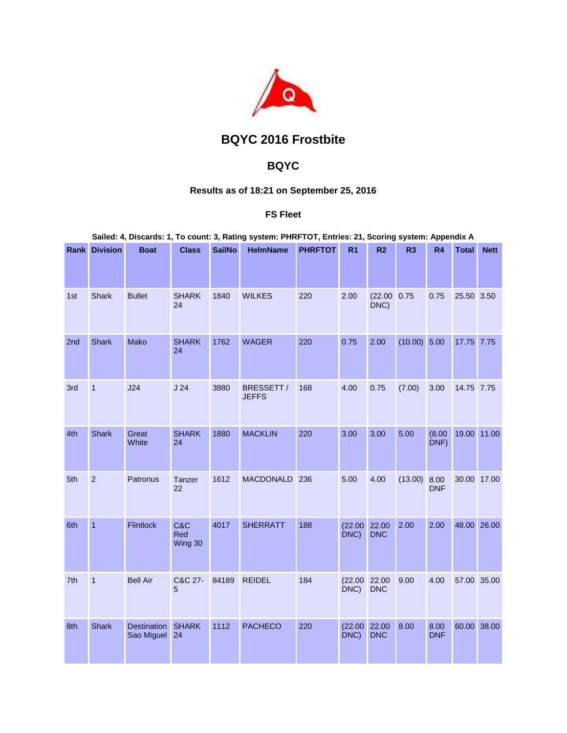# BQYC 2016 Frostbite

## BQYC

### Results as of 18:21 on September 25, 2016

#### FS Fleet

**Sailed: 4, Discards: 1, To count: 3, Rating system: PHRFTOT, Entries: 21, Scoring system: Appendix A**

| Rank | Division | Boat | Class | SailNo | HelmName | PHRFTOT | R1 | R2 | R3 | R4 | Total | Nett |
|---|---|---|---|---|---|---|---|---|---|---|---|---|
| 1st | Shark | Bullet | SHARK 24 | 1840 | WILKES | 220 | 2.00 | (22.00 DNC) | 0.75 | 0.75 | 25.50 | 3.50 |
| 2nd | Shark | Mako | SHARK 24 | 1762 | WAGER | 220 | 0.75 | 2.00 | (10.00) | 5.00 | 17.75 | 7.75 |
| 3rd | 1 | J24 | J 24 | 3880 | BRESSETT / JEFFS | 168 | 4.00 | 0.75 | (7.00) | 3.00 | 14.75 | 7.75 |
| 4th | Shark | Great White | SHARK 24 | 1880 | MACKLIN | 220 | 3.00 | 3.00 | 5.00 | (8.00 DNF) | 19.00 | 11.00 |
| 5th | 2 | Patronus | Tanzer 22 | 1612 | MACDONALD | 236 | 5.00 | 4.00 | (13.00) | 8.00 DNF | 30.00 | 17.00 |
| 6th | 1 | Flintlock | C&C Red Wing 30 | 4017 | SHERRATT | 188 | (22.00 DNC) | 22.00 DNC | 2.00 | 2.00 | 48.00 | 26.00 |
| 7th | 1 | Bell Air | C&C 27-5 | 84189 | REIDEL | 184 | (22.00 DNC) | 22.00 DNC | 9.00 | 4.00 | 57.00 | 35.00 |
| 8th | Shark | Destination Sao Miguel | SHARK 24 | 1112 | PACHECO | 220 | (22.00 DNC) | 22.00 DNC | 8.00 | 8.00 DNF | 60.00 | 38.00 |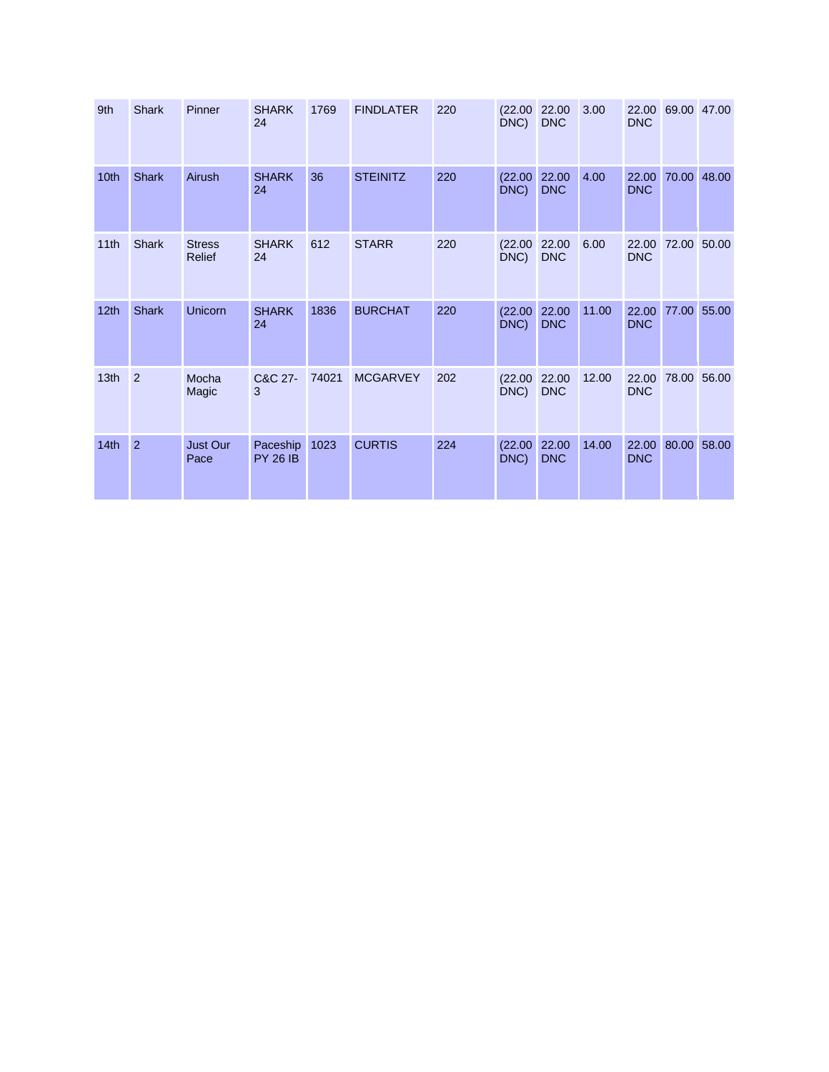| 9th | Shark | Pinner | SHARK 24 | 1769 | FINDLATER | 220 | (22.00 DNC) | 22.00 DNC | 3.00 | 22.00 DNC | 69.00 | 47.00 |
|---|---|---|---|---|---|---|---|---|---|---|---|---|
| 10th | Shark | Airush | SHARK 24 | 36 | STEINITZ | 220 | (22.00 DNC) | 22.00 DNC | 4.00 | 22.00 DNC | 70.00 | 48.00 |
| 11th | Shark | Stress Relief | SHARK 24 | 612 | STARR | 220 | (22.00 DNC) | 22.00 DNC | 6.00 | 22.00 DNC | 72.00 | 50.00 |
| 12th | Shark | Unicorn | SHARK 24 | 1836 | BURCHAT | 220 | (22.00 DNC) | 22.00 DNC | 11.00 | 22.00 DNC | 77.00 | 55.00 |
| 13th | 2 | Mocha Magic | C&C 27-3 | 74021 | MCGARVEY | 202 | (22.00 DNC) | 22.00 DNC | 12.00 | 22.00 DNC | 78.00 | 56.00 |
| 14th | 2 | Just Our Pace | Paceship PY 26 IB | 1023 | CURTIS | 224 | (22.00 DNC) | 22.00 DNC | 14.00 | 22.00 DNC | 80.00 | 58.00 |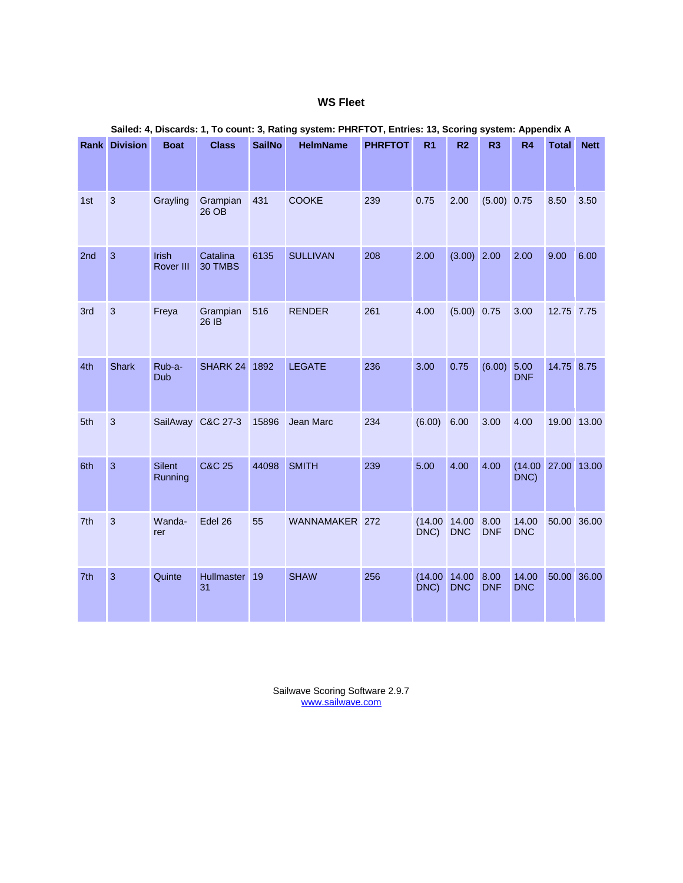### WS Fleet

**Sailed: 4, Discards: 1, To count: 3, Rating system: PHRFTOT, Entries: 13, Scoring system: Appendix A**

| Rank | Division | Boat | Class | SailNo | HelmName | PHRFTOT | R1 | R2 | R3 | R4 | Total | Nett |
|---|---|---|---|---|---|---|---|---|---|---|---|---|
| 1st | 3 | Grayling | Grampian 26 OB | 431 | COOKE | 239 | 0.75 | 2.00 | (5.00) | 0.75 | 8.50 | 3.50 |
| 2nd | 3 | Irish Rover III | Catalina 30 TMBS | 6135 | SULLIVAN | 208 | 2.00 | (3.00) | 2.00 | 2.00 | 9.00 | 6.00 |
| 3rd | 3 | Freya | Grampian 26 IB | 516 | RENDER | 261 | 4.00 | (5.00) | 0.75 | 3.00 | 12.75 | 7.75 |
| 4th | Shark | Rub-a-Dub | SHARK 24 | 1892 | LEGATE | 236 | 3.00 | 0.75 | (6.00) | 5.00 DNF | 14.75 | 8.75 |
| 5th | 3 | SailAway | C&C 27-3 | 15896 | Jean Marc | 234 | (6.00) | 6.00 | 3.00 | 4.00 | 19.00 | 13.00 |
| 6th | 3 | Silent Running | C&C 25 | 44098 | SMITH | 239 | 5.00 | 4.00 | 4.00 | (14.00 DNC) | 27.00 | 13.00 |
| 7th | 3 | Wanda-rer | Edel 26 | 55 | WANNAMAKER | 272 | (14.00 DNC) | 14.00 DNC | 8.00 DNF | 14.00 DNC | 50.00 | 36.00 |
| 7th | 3 | Quinte | Hullmaster 31 | 19 | SHAW | 256 | (14.00 DNC) | 14.00 DNC | 8.00 DNF | 14.00 DNC | 50.00 | 36.00 |

Sailwave Scoring Software 2.9.7
www.sailwave.com